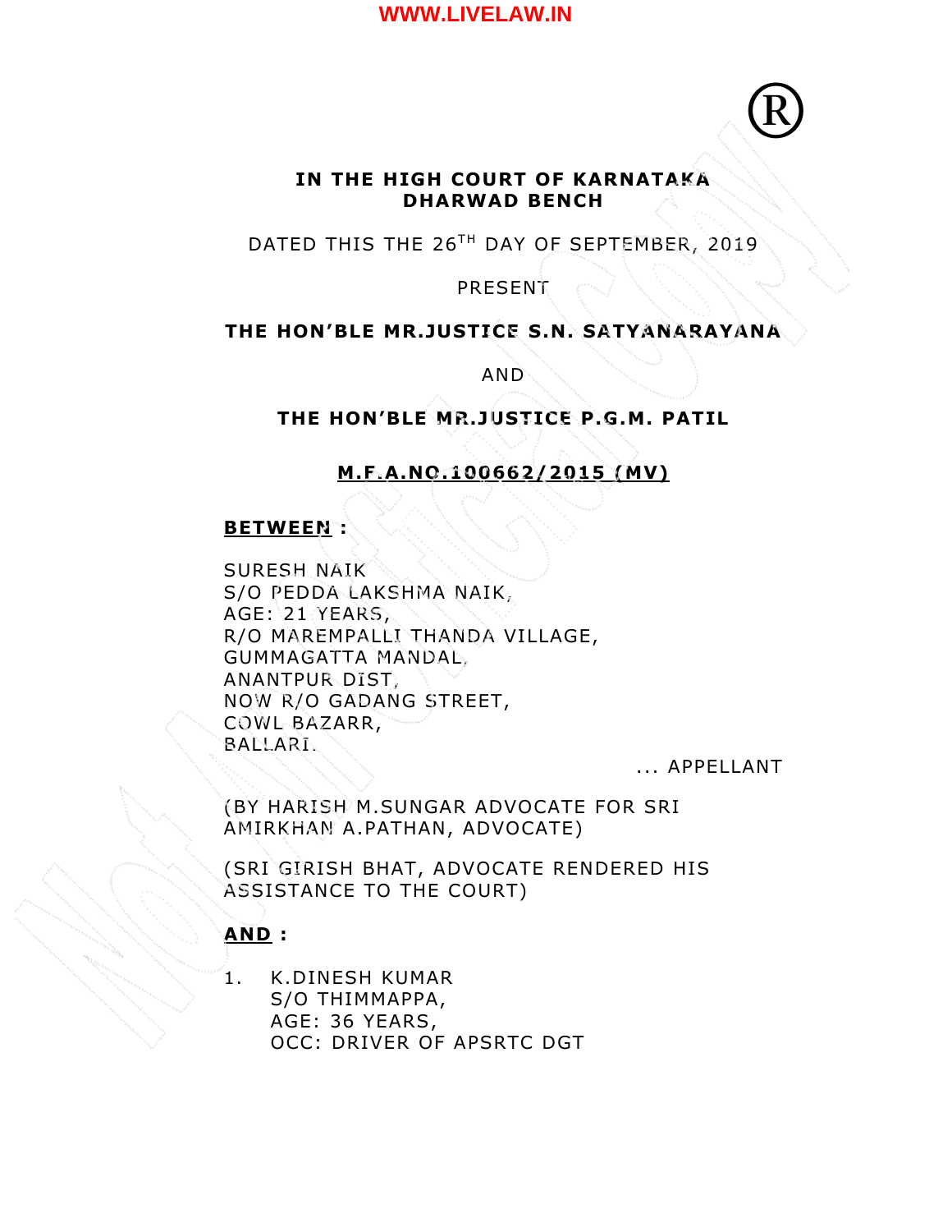**IN THE HIGH COURT OF KARNATAKA**
**DHARWAD BENCH**

DATED THIS THE 26TH DAY OF SEPTEMBER, 2019

PRESENT

**THE HON'BLE MR.JUSTICE S.N. SATYANARAYANA**

AND

**THE HON'BLE MR.JUSTICE P.G.M. PATIL**

**M.F.A.NO.100662/2015 (MV)**

**BETWEEN :**

SURESH NAIK
S/O PEDDA LAKSHMA NAIK,
AGE: 21 YEARS,
R/O MAREMPALLI THANDA VILLAGE,
GUMMAGATTA MANDAL,
ANANTPUR DIST,
NOW R/O GADANG STREET,
COWL BAZARR,
BALLARI.

... APPELLANT

(BY HARISH M.SUNGAR ADVOCATE FOR SRI AMIRKHAN A.PATHAN, ADVOCATE)

(SRI GIRISH BHAT, ADVOCATE RENDERED HIS ASSISTANCE TO THE COURT)

**AND :**

1. K.DINESH KUMAR
   S/O THIMMAPPA,
   AGE: 36 YEARS,
   OCC: DRIVER OF APSRTC DGT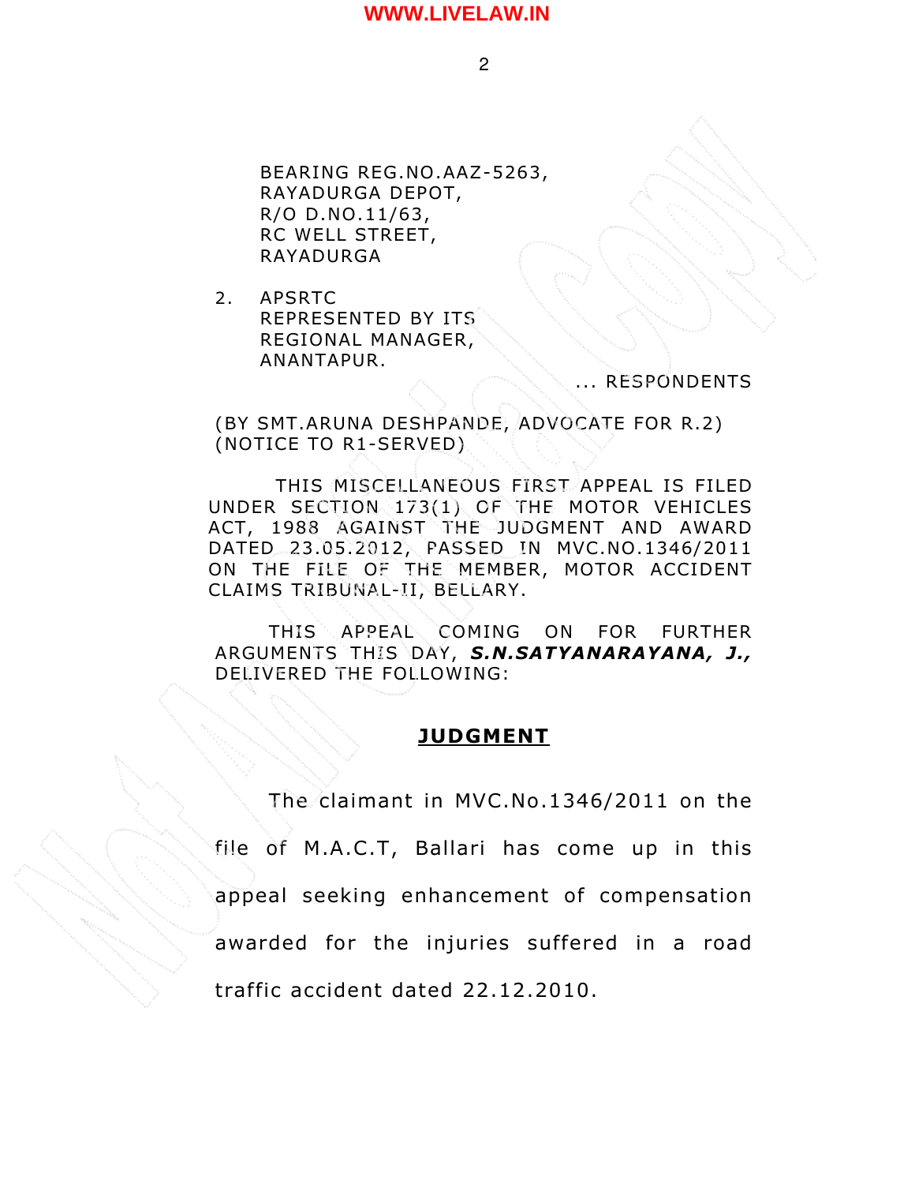BEARING REG.NO.AAZ-5263,
RAYADURGA DEPOT,
R/O D.NO.11/63,
RC WELL STREET,
RAYADURGA

2. APSRTC
REPRESENTED BY ITS
REGIONAL MANAGER,
ANANTAPUR.

... RESPONDENTS

(BY SMT.ARUNA DESHPANDE, ADVOCATE FOR R.2)
(NOTICE TO R1-SERVED)

THIS MISCELLANEOUS FIRST APPEAL IS FILED UNDER SECTION 173(1) OF THE MOTOR VEHICLES ACT, 1988 AGAINST THE JUDGMENT AND AWARD DATED 23.05.2012, PASSED IN MVC.NO.1346/2011 ON THE FILE OF THE MEMBER, MOTOR ACCIDENT CLAIMS TRIBUNAL-II, BELLARY.

THIS APPEAL COMING ON FOR FURTHER ARGUMENTS THIS DAY, ***S.N.SATYANARAYANA, J.,*** DELIVERED THE FOLLOWING:

## JUDGMENT

The claimant in MVC.No.1346/2011 on the file of M.A.C.T, Ballari has come up in this appeal seeking enhancement of compensation awarded for the injuries suffered in a road traffic accident dated 22.12.2010.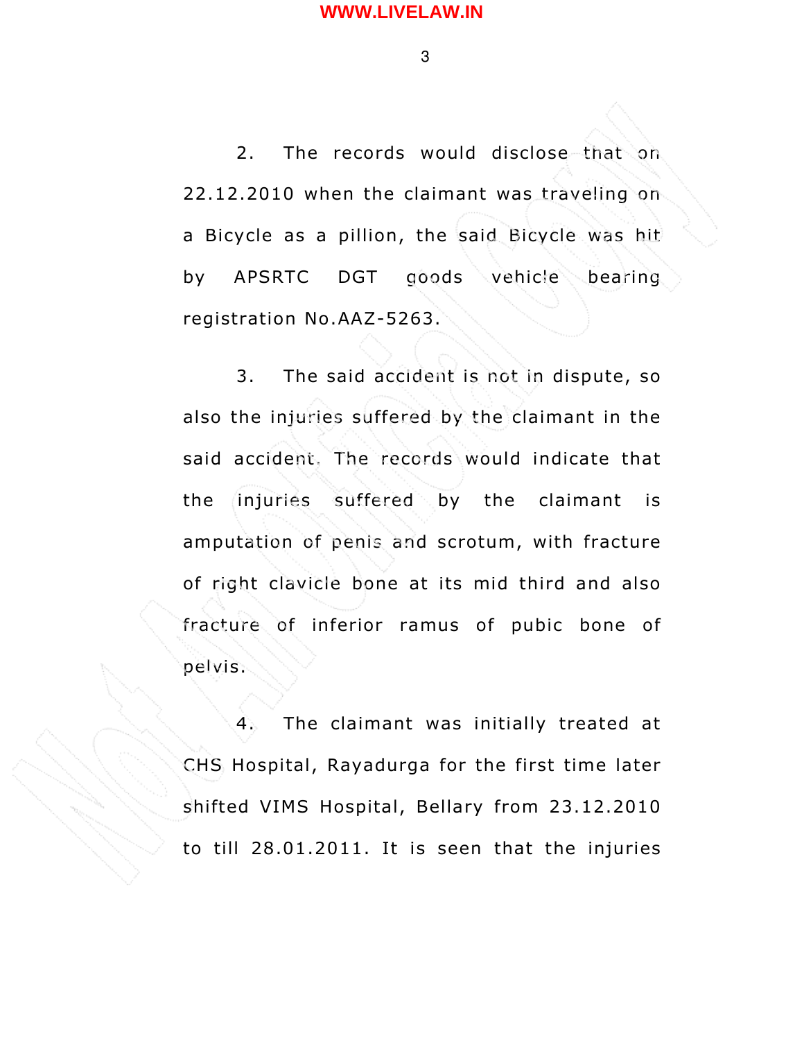2. The records would disclose that on 22.12.2010 when the claimant was traveling on a Bicycle as a pillion, the said Bicycle was hit by APSRTC DGT goods vehicle bearing registration No.AAZ-5263.

3. The said accident is not in dispute, so also the injuries suffered by the claimant in the said accident. The records would indicate that the injuries suffered by the claimant is amputation of penis and scrotum, with fracture of right clavicle bone at its mid third and also fracture of inferior ramus of pubic bone of pelvis.

4. The claimant was initially treated at CHS Hospital, Rayadurga for the first time later shifted VIMS Hospital, Bellary from 23.12.2010 to till 28.01.2011. It is seen that the injuries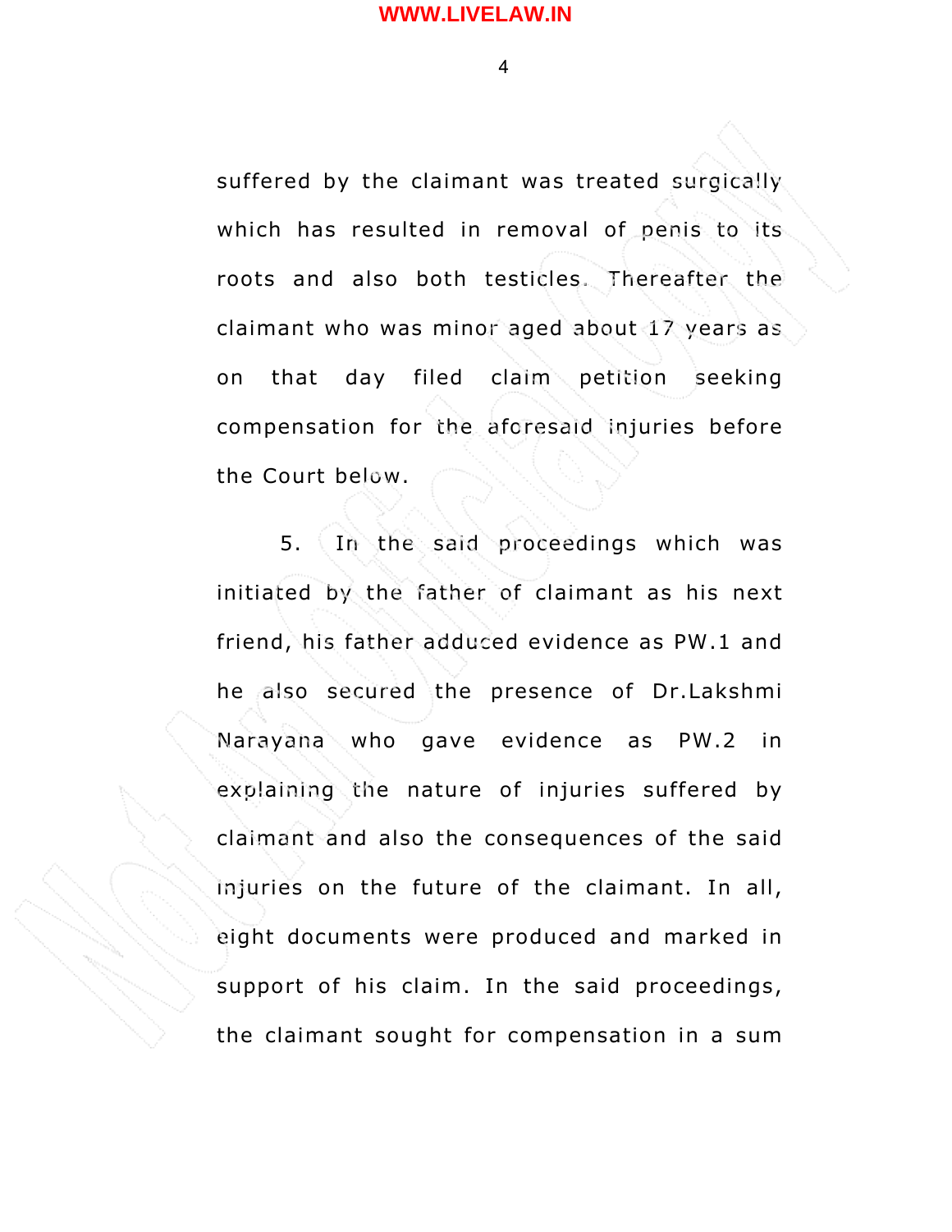suffered by the claimant was treated surgically which has resulted in removal of penis to its roots and also both testicles. Thereafter the claimant who was minor aged about 17 years as on that day filed claim petition seeking compensation for the aforesaid injuries before the Court below.

5. In the said proceedings which was initiated by the father of claimant as his next friend, his father adduced evidence as PW.1 and he also secured the presence of Dr.Lakshmi Narayana who gave evidence as PW.2 in explaining the nature of injuries suffered by claimant and also the consequences of the said injuries on the future of the claimant. In all, eight documents were produced and marked in support of his claim. In the said proceedings, the claimant sought for compensation in a sum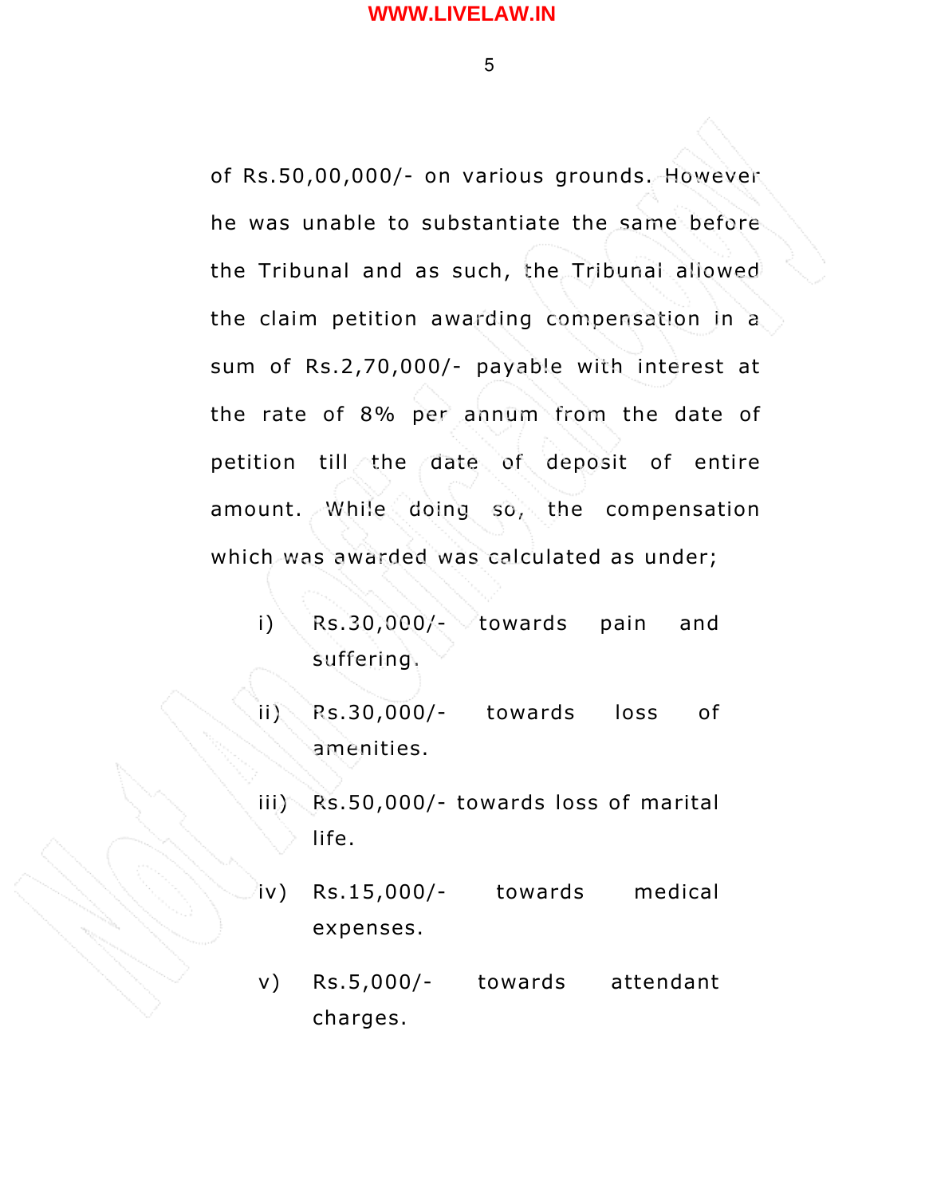of Rs.50,00,000/- on various grounds. However he was unable to substantiate the same before the Tribunal and as such, the Tribunal allowed the claim petition awarding compensation in a sum of Rs.2,70,000/- payable with interest at the rate of 8% per annum from the date of petition till the date of deposit of entire amount. While doing so, the compensation which was awarded was calculated as under;

i) Rs.30,000/- towards pain and suffering.

ii) Rs.30,000/- towards loss of amenities.

iii) Rs.50,000/- towards loss of marital life.

iv) Rs.15,000/- towards medical expenses.

v) Rs.5,000/- towards attendant charges.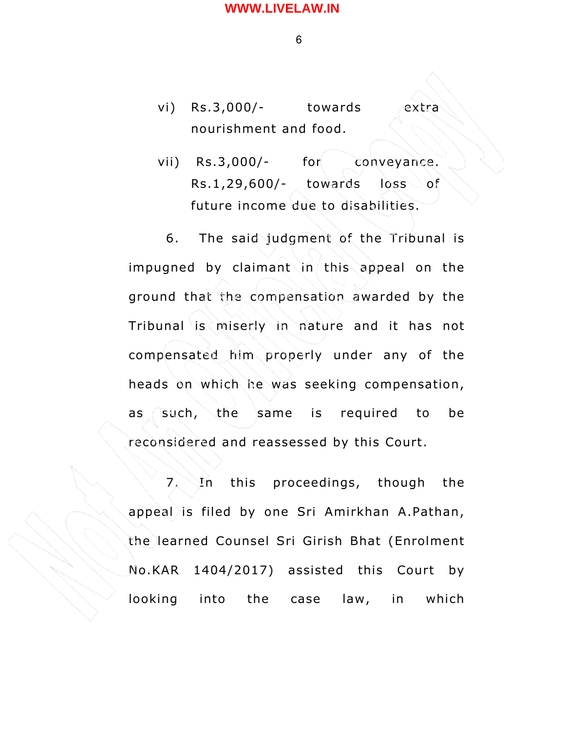vi) Rs.3,000/- towards extra nourishment and food.

vii) Rs.3,000/- for conveyance. Rs.1,29,600/- towards loss of future income due to disabilities.

6. The said judgment of the Tribunal is impugned by claimant in this appeal on the ground that the compensation awarded by the Tribunal is miserly in nature and it has not compensated him properly under any of the heads on which he was seeking compensation, as such, the same is required to be reconsidered and reassessed by this Court.

7. In this proceedings, though the appeal is filed by one Sri Amirkhan A.Pathan, the learned Counsel Sri Girish Bhat (Enrolment No.KAR 1404/2017) assisted this Court by looking into the case law, in which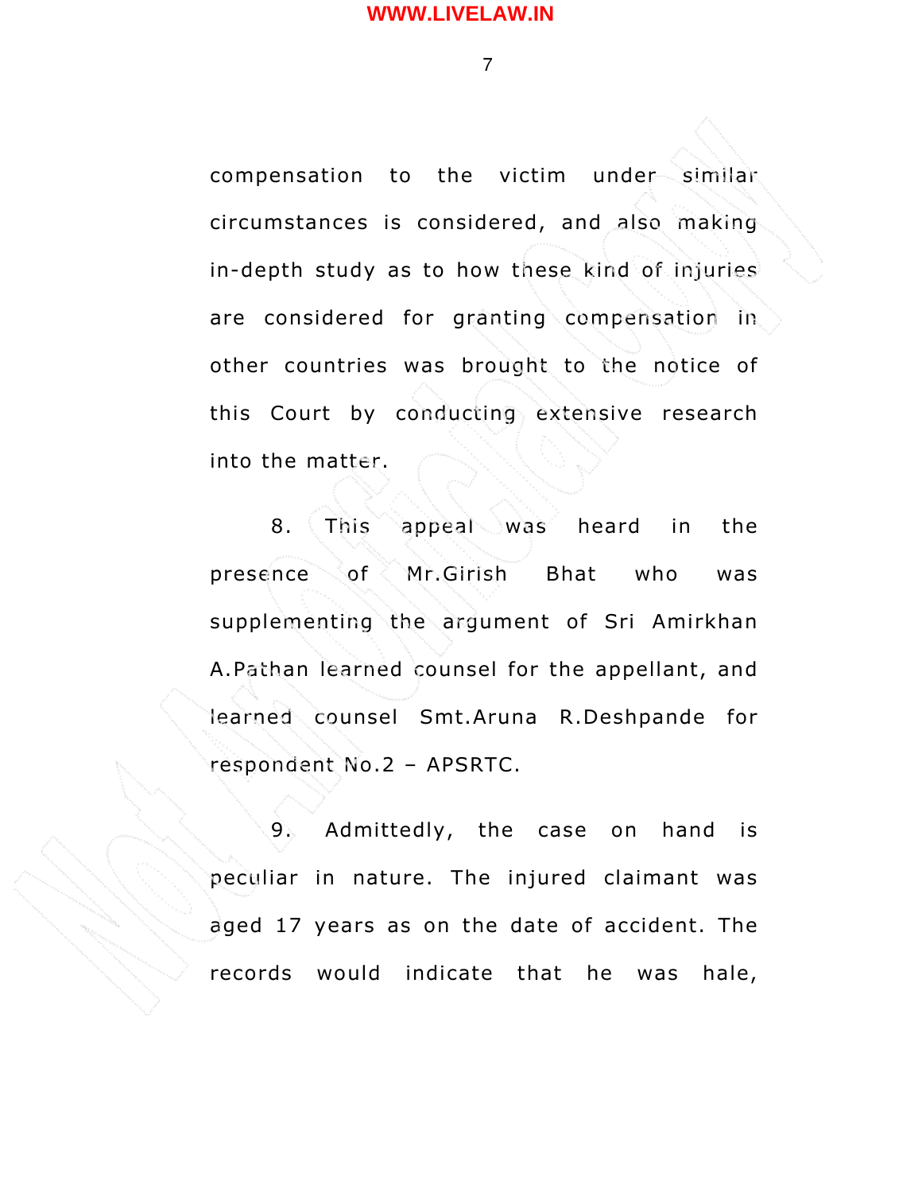compensation to the victim under similar circumstances is considered, and also making in-depth study as to how these kind of injuries are considered for granting compensation in other countries was brought to the notice of this Court by conducting extensive research into the matter.

8. This appeal was heard in the presence of Mr.Girish Bhat who was supplementing the argument of Sri Amirkhan A.Pathan learned counsel for the appellant, and learned counsel Smt.Aruna R.Deshpande for respondent No.2 – APSRTC.

9. Admittedly, the case on hand is peculiar in nature. The injured claimant was aged 17 years as on the date of accident. The records would indicate that he was hale,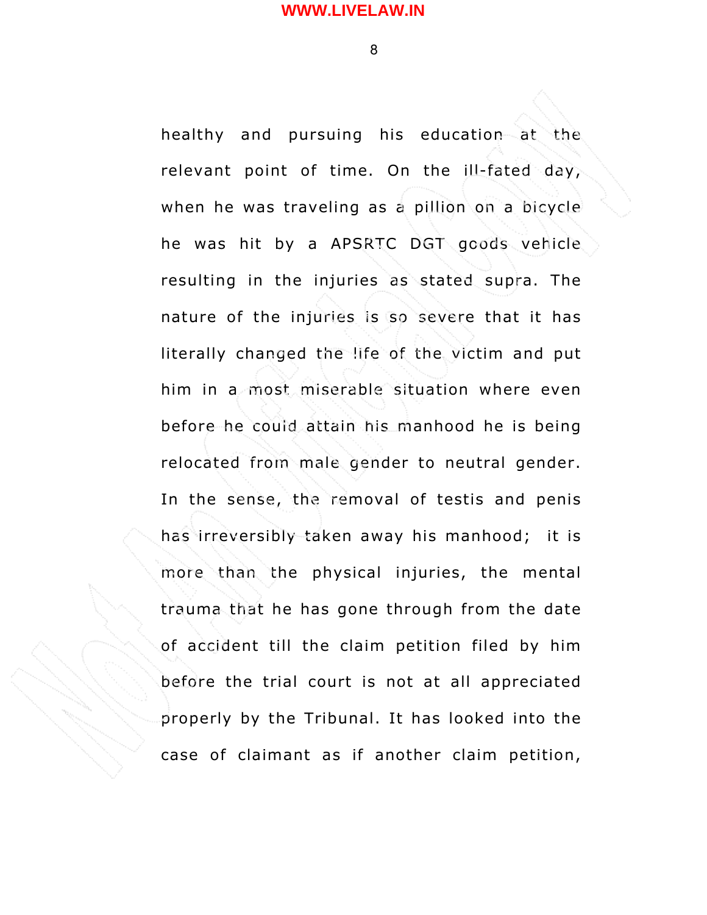healthy and pursuing his education at the relevant point of time. On the ill-fated day, when he was traveling as a pillion on a bicycle he was hit by a APSRTC DGT goods vehicle resulting in the injuries as stated supra. The nature of the injuries is so severe that it has literally changed the life of the victim and put him in a most miserable situation where even before he could attain his manhood he is being relocated from male gender to neutral gender. In the sense, the removal of testis and penis has irreversibly taken away his manhood; it is more than the physical injuries, the mental trauma that he has gone through from the date of accident till the claim petition filed by him before the trial court is not at all appreciated properly by the Tribunal. It has looked into the case of claimant as if another claim petition,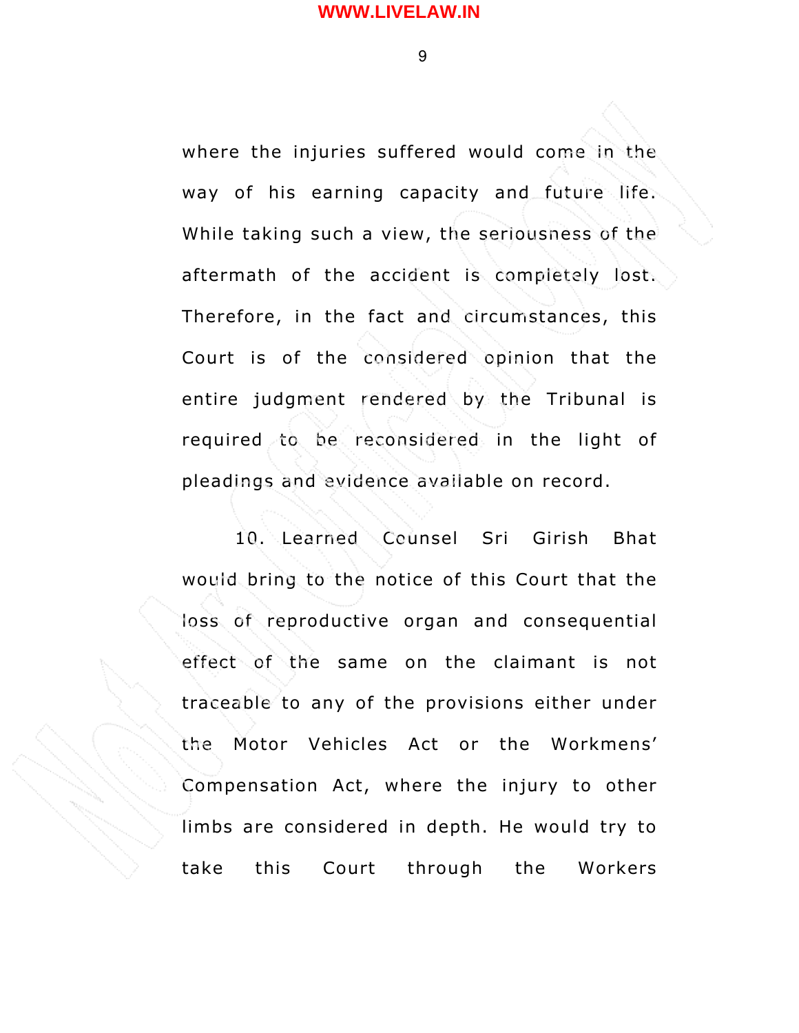where the injuries suffered would come in the way of his earning capacity and future life. While taking such a view, the seriousness of the aftermath of the accident is completely lost. Therefore, in the fact and circumstances, this Court is of the considered opinion that the entire judgment rendered by the Tribunal is required to be reconsidered in the light of pleadings and evidence available on record.

10. Learned Counsel Sri Girish Bhat would bring to the notice of this Court that the loss of reproductive organ and consequential effect of the same on the claimant is not traceable to any of the provisions either under the Motor Vehicles Act or the Workmens' Compensation Act, where the injury to other limbs are considered in depth. He would try to take this Court through the Workers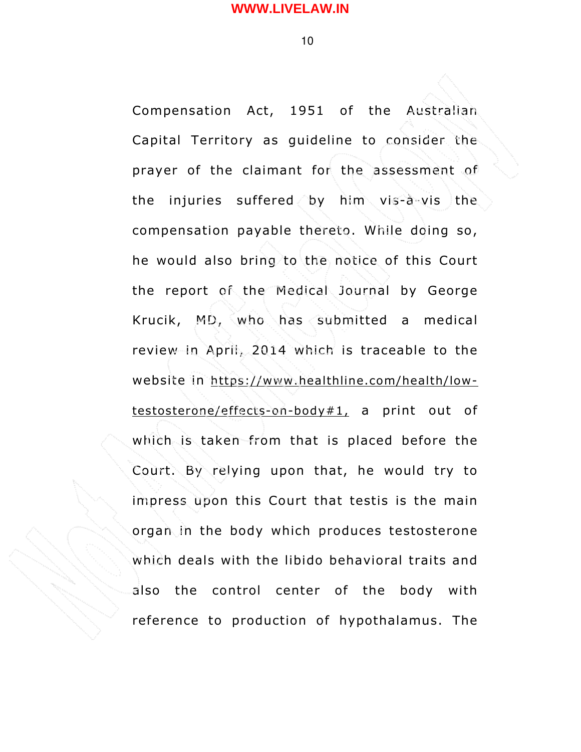Compensation Act, 1951 of the Australian Capital Territory as guideline to consider the prayer of the claimant for the assessment of the injuries suffered by him vis-à-vis the compensation payable thereto. While doing so, he would also bring to the notice of this Court the report of the Medical Journal by George Krucik, MD, who has submitted a medical review in April, 2014 which is traceable to the website in https://www.healthline.com/health/low-testosterone/effects-on-body#1, a print out of which is taken from that is placed before the Court. By relying upon that, he would try to impress upon this Court that testis is the main organ in the body which produces testosterone which deals with the libido behavioral traits and also the control center of the body with reference to production of hypothalamus. The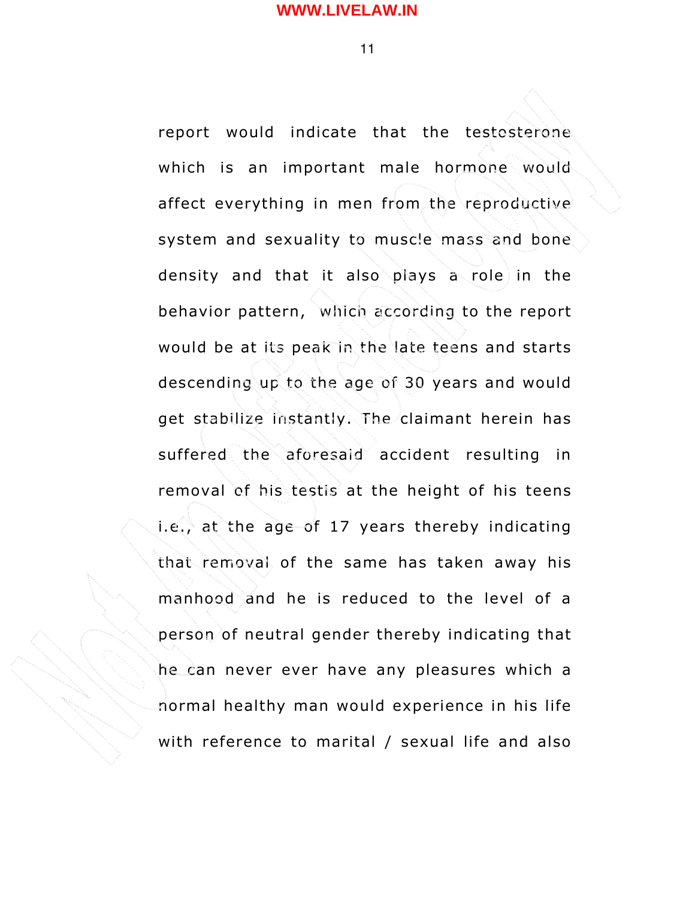report would indicate that the testosterone which is an important male hormone would affect everything in men from the reproductive system and sexuality to muscle mass and bone density and that it also plays a role in the behavior pattern, which according to the report would be at its peak in the late teens and starts descending up to the age of 30 years and would get stabilize instantly. The claimant herein has suffered the aforesaid accident resulting in removal of his testis at the height of his teens i.e., at the age of 17 years thereby indicating that removal of the same has taken away his manhood and he is reduced to the level of a person of neutral gender thereby indicating that he can never ever have any pleasures which a normal healthy man would experience in his life with reference to marital / sexual life and also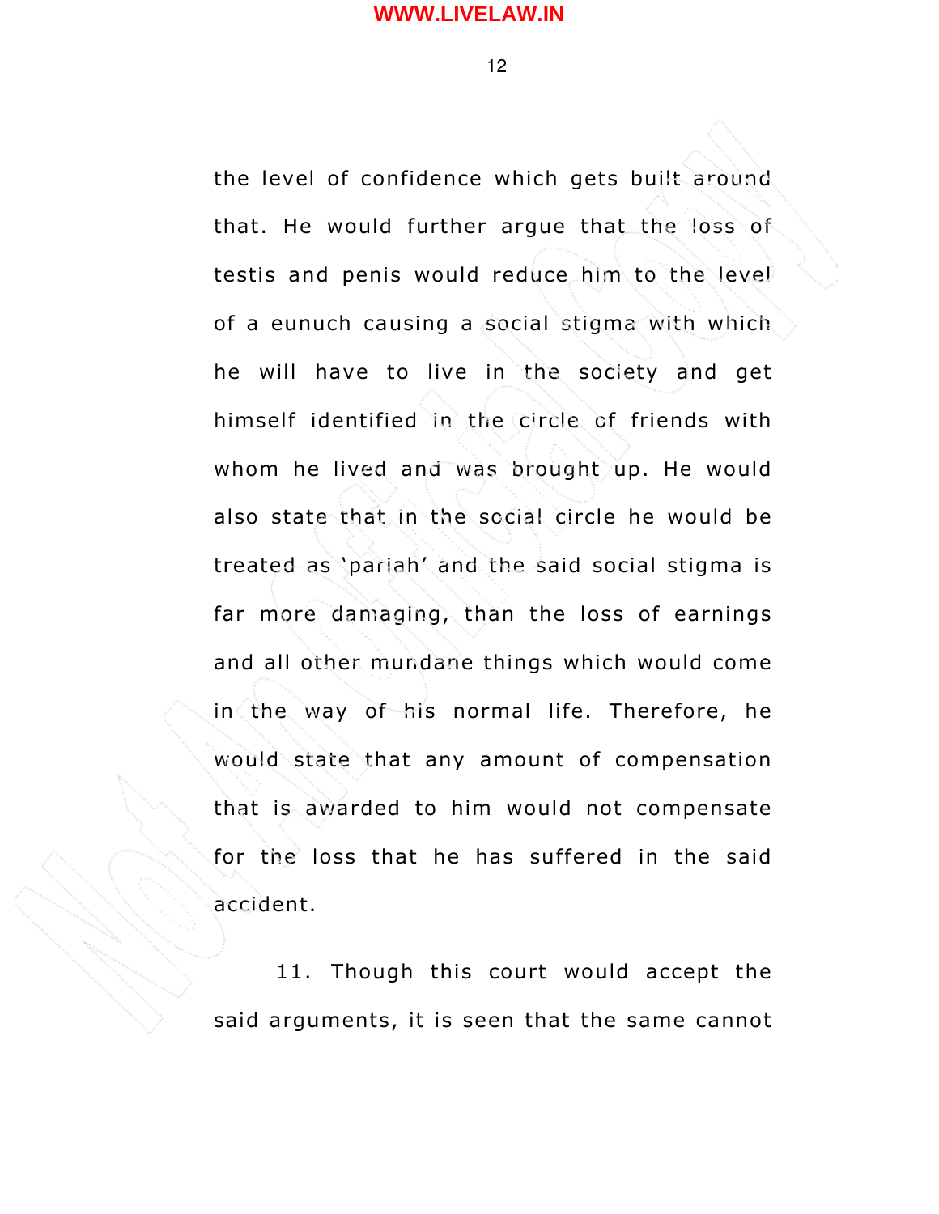the level of confidence which gets built around that. He would further argue that the loss of testis and penis would reduce him to the level of a eunuch causing a social stigma with which he will have to live in the society and get himself identified in the circle of friends with whom he lived and was brought up. He would also state that in the social circle he would be treated as 'pariah' and the said social stigma is far more damaging, than the loss of earnings and all other mundane things which would come in the way of his normal life. Therefore, he would state that any amount of compensation that is awarded to him would not compensate for the loss that he has suffered in the said accident.

11. Though this court would accept the said arguments, it is seen that the same cannot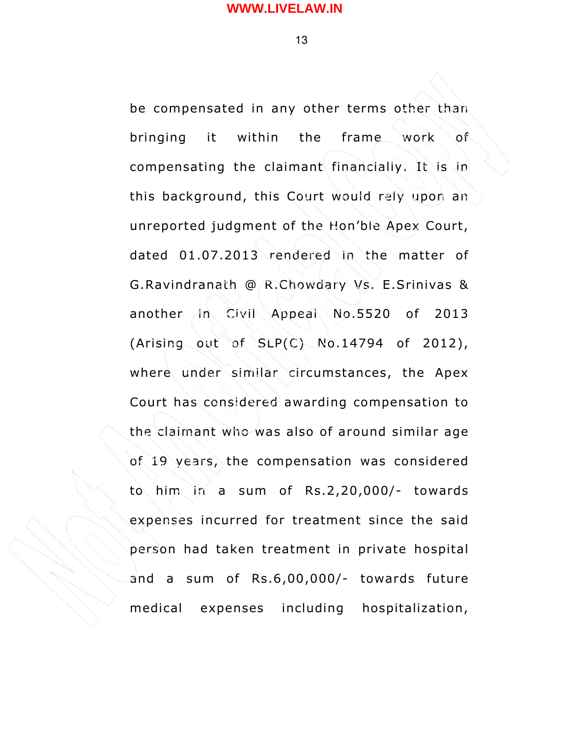be compensated in any other terms other than bringing it within the frame work of compensating the claimant financially. It is in this background, this Court would rely upon an unreported judgment of the Hon'ble Apex Court, dated 01.07.2013 rendered in the matter of G.Ravindranath @ R.Chowdary Vs. E.Srinivas & another in Civil Appeal No.5520 of 2013 (Arising out of SLP(C) No.14794 of 2012), where under similar circumstances, the Apex Court has considered awarding compensation to the claimant who was also of around similar age of 19 years, the compensation was considered to him in a sum of Rs.2,20,000/- towards expenses incurred for treatment since the said person had taken treatment in private hospital and a sum of Rs.6,00,000/- towards future medical expenses including hospitalization,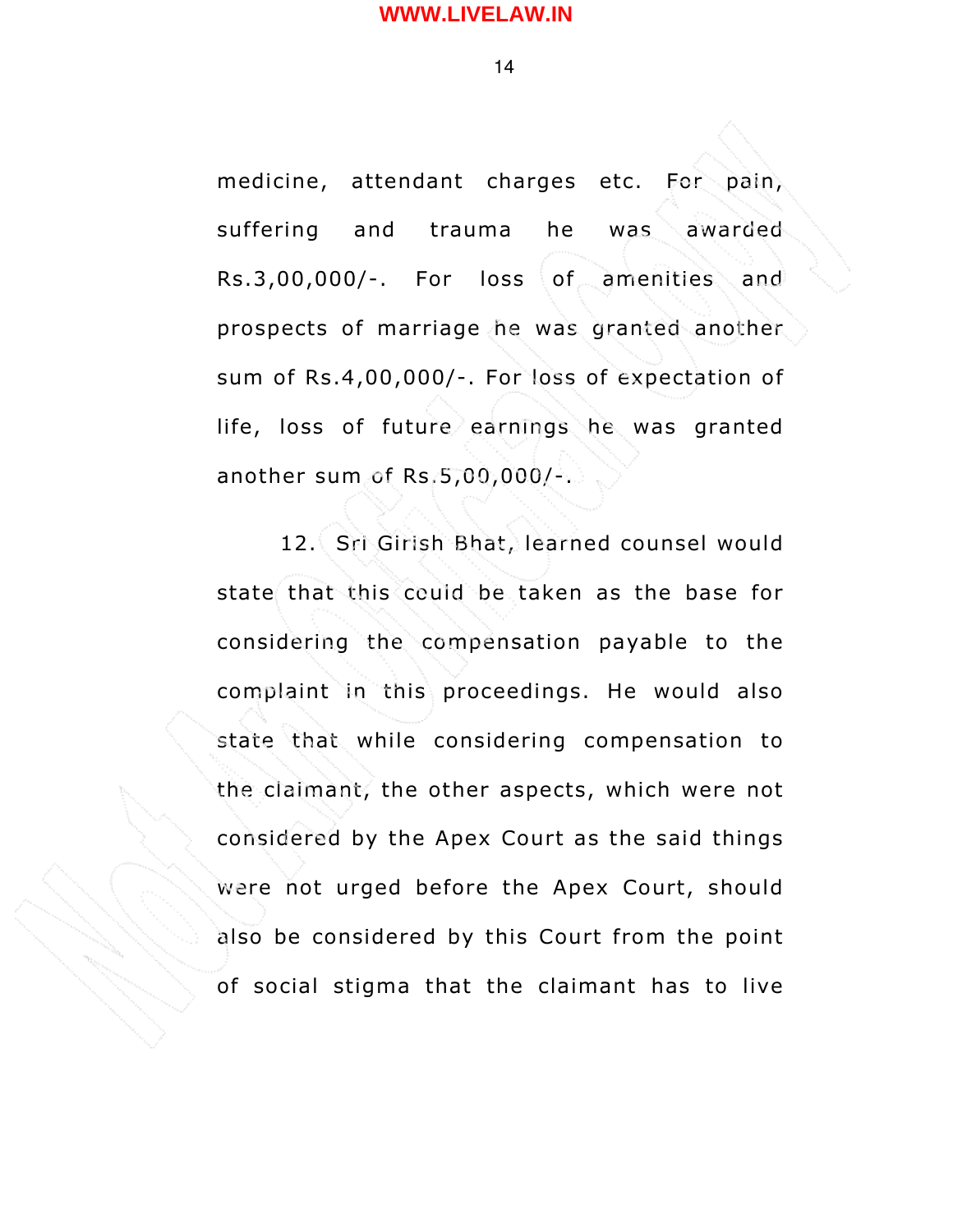medicine, attendant charges etc. For pain, suffering and trauma he was awarded Rs.3,00,000/-. For loss of amenities and prospects of marriage he was granted another sum of Rs.4,00,000/-. For loss of expectation of life, loss of future earnings he was granted another sum of Rs.5,00,000/-.

12. Sri Girish Bhat, learned counsel would state that this could be taken as the base for considering the compensation payable to the complaint in this proceedings. He would also state that while considering compensation to the claimant, the other aspects, which were not considered by the Apex Court as the said things were not urged before the Apex Court, should also be considered by this Court from the point of social stigma that the claimant has to live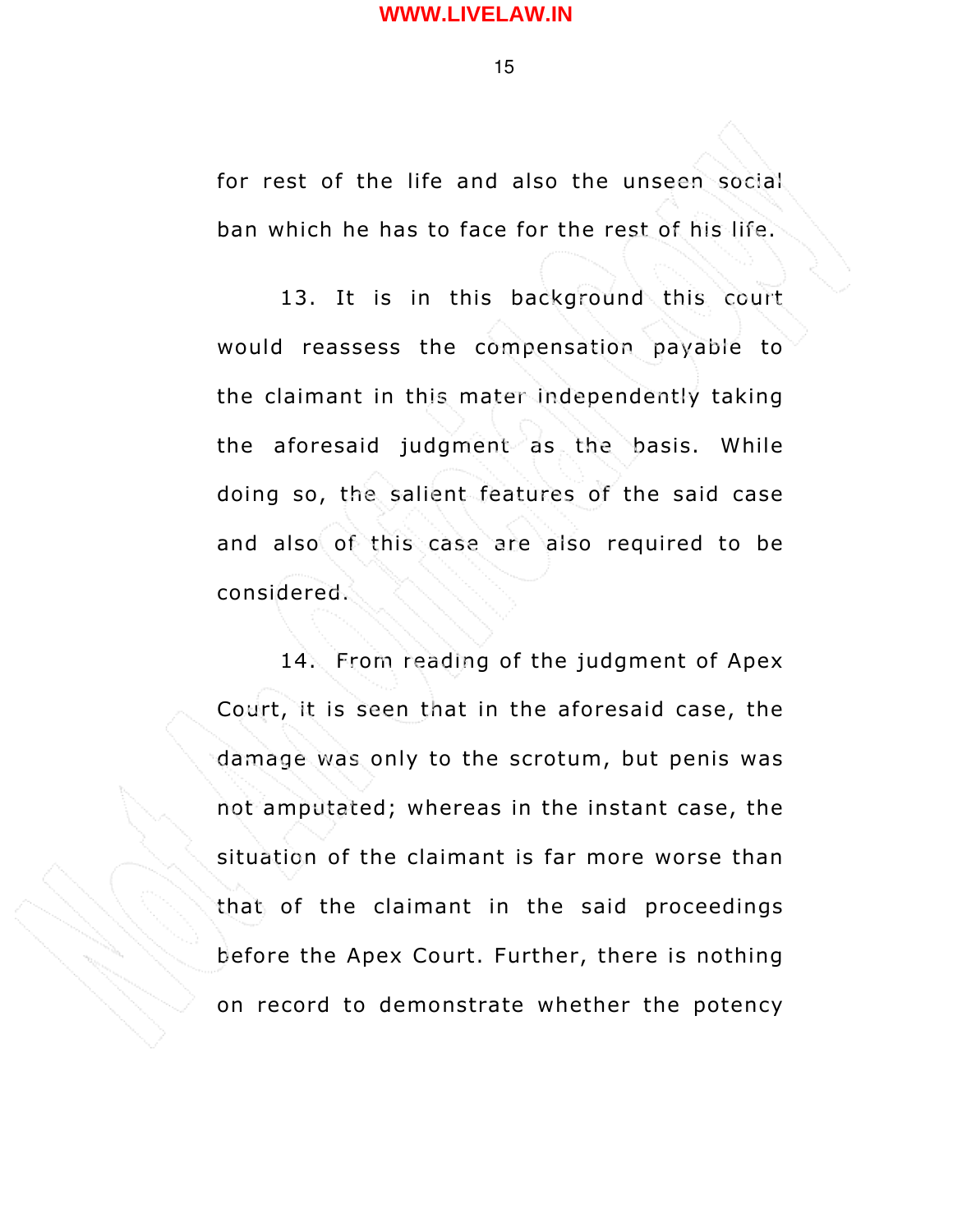for rest of the life and also the unseen social ban which he has to face for the rest of his life.

13. It is in this background this court would reassess the compensation payable to the claimant in this mater independently taking the aforesaid judgment as the basis. While doing so, the salient features of the said case and also of this case are also required to be considered.

14. From reading of the judgment of Apex Court, it is seen that in the aforesaid case, the damage was only to the scrotum, but penis was not amputated; whereas in the instant case, the situation of the claimant is far more worse than that of the claimant in the said proceedings before the Apex Court. Further, there is nothing on record to demonstrate whether the potency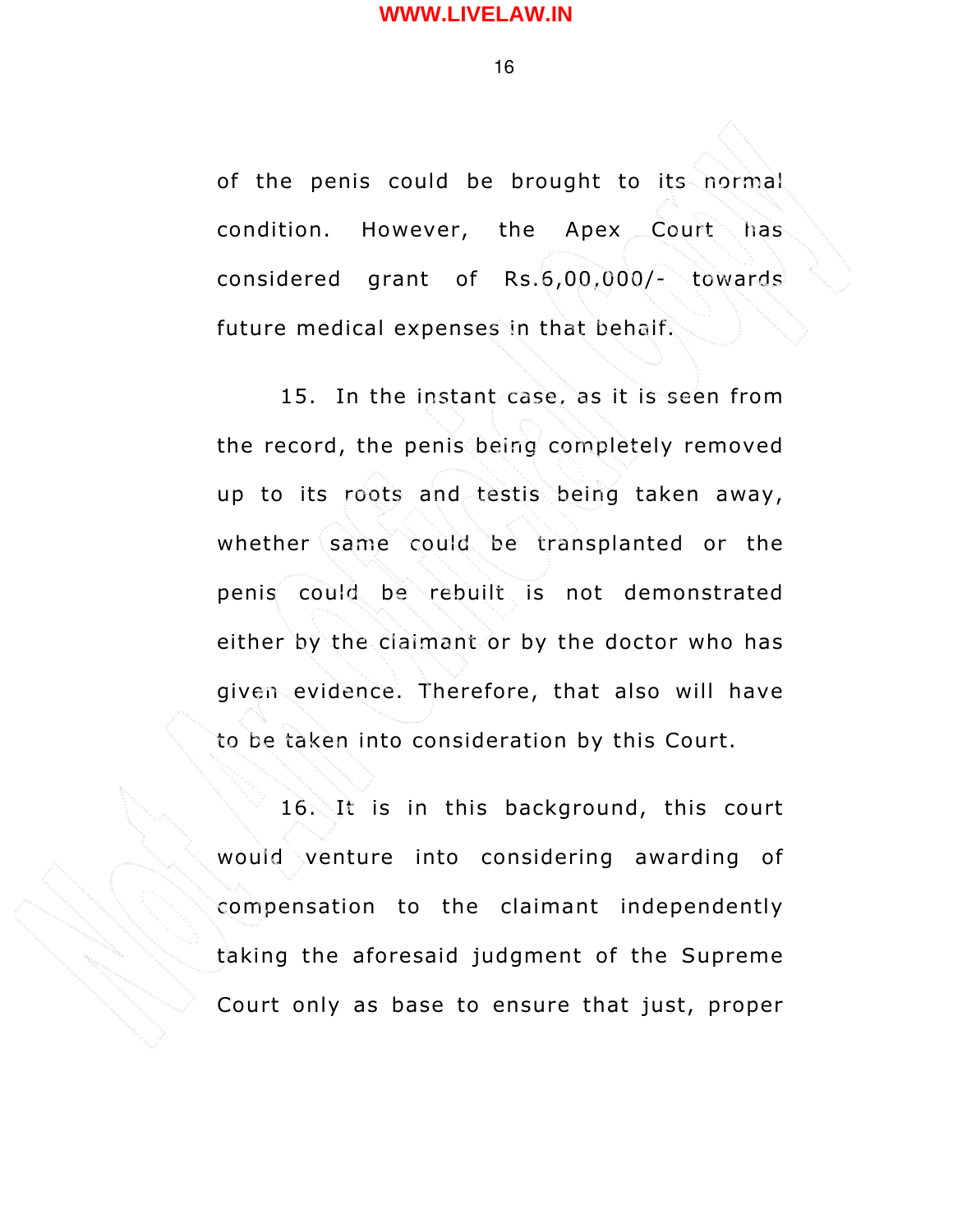of the penis could be brought to its normal condition. However, the Apex Court has considered grant of Rs.6,00,000/- towards future medical expenses in that behalf.

15. In the instant case, as it is seen from the record, the penis being completely removed up to its roots and testis being taken away, whether same could be transplanted or the penis could be rebuilt is not demonstrated either by the claimant or by the doctor who has given evidence. Therefore, that also will have to be taken into consideration by this Court.

16. It is in this background, this court would venture into considering awarding of compensation to the claimant independently taking the aforesaid judgment of the Supreme Court only as base to ensure that just, proper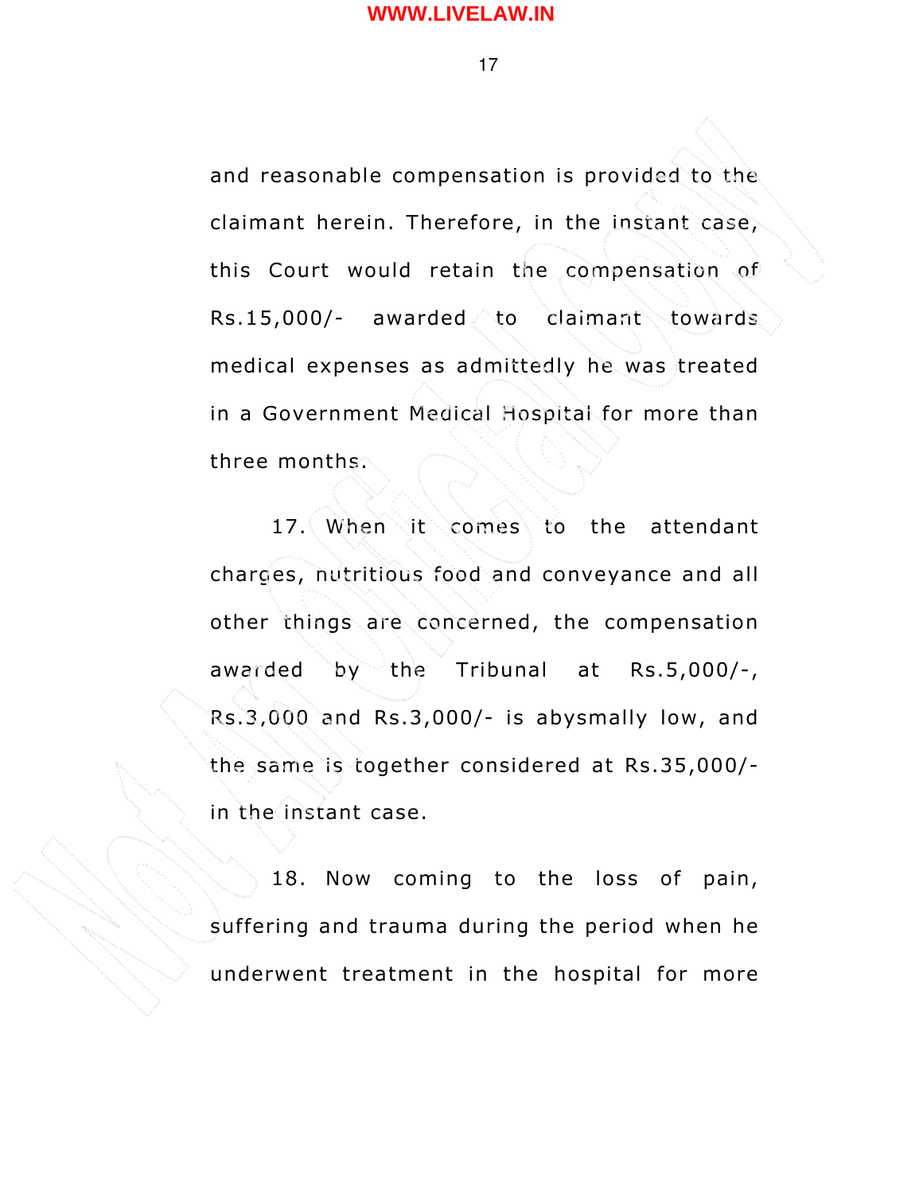and reasonable compensation is provided to the claimant herein. Therefore, in the instant case, this Court would retain the compensation of Rs.15,000/- awarded to claimant towards medical expenses as admittedly he was treated in a Government Medical Hospital for more than three months.

17. When it comes to the attendant charges, nutritious food and conveyance and all other things are concerned, the compensation awarded by the Tribunal at Rs.5,000/-, Rs.3,000 and Rs.3,000/- is abysmally low, and the same is together considered at Rs.35,000/- in the instant case.

18. Now coming to the loss of pain, suffering and trauma during the period when he underwent treatment in the hospital for more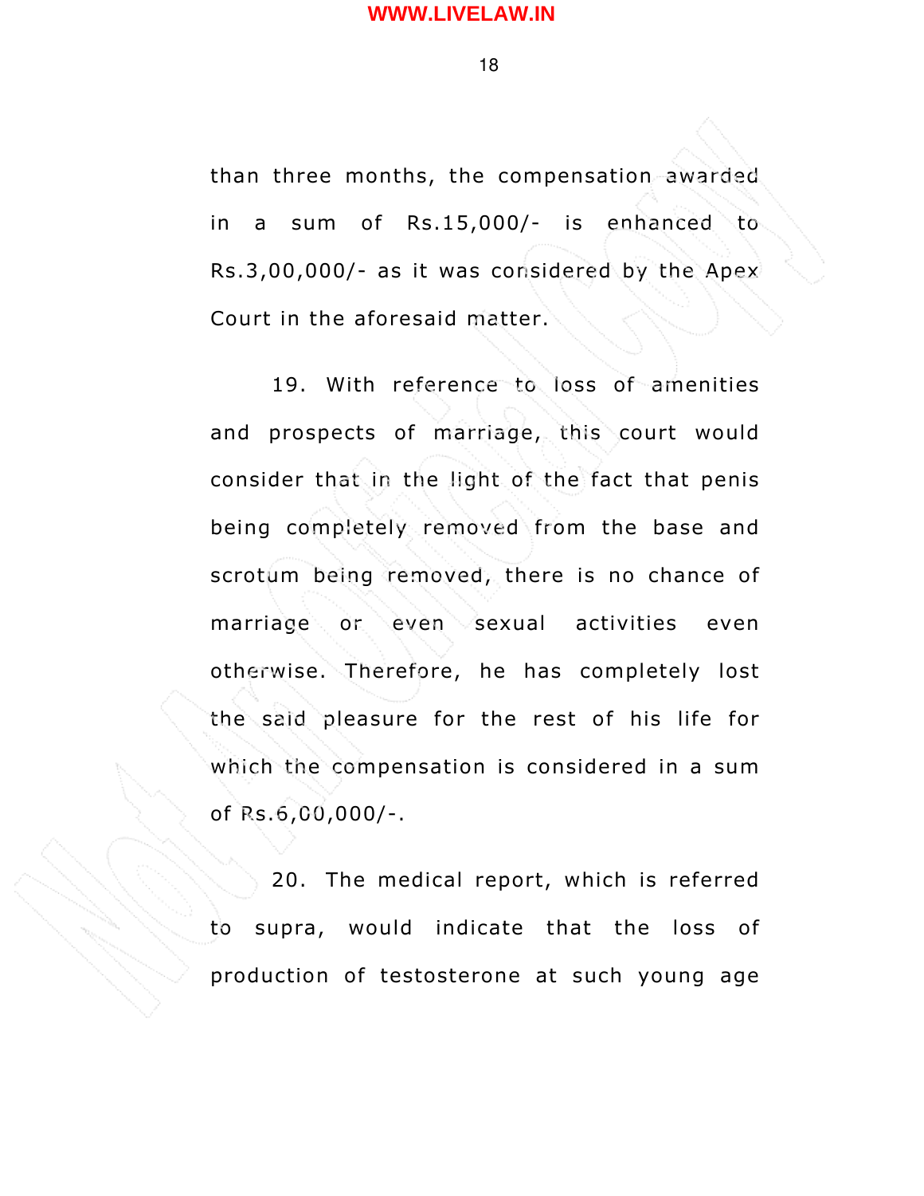than three months, the compensation awarded in a sum of Rs.15,000/- is enhanced to Rs.3,00,000/- as it was considered by the Apex Court in the aforesaid matter.

19. With reference to loss of amenities and prospects of marriage, this court would consider that in the light of the fact that penis being completely removed from the base and scrotum being removed, there is no chance of marriage or even sexual activities even otherwise. Therefore, he has completely lost the said pleasure for the rest of his life for which the compensation is considered in a sum of Rs.6,00,000/-.

20. The medical report, which is referred to supra, would indicate that the loss of production of testosterone at such young age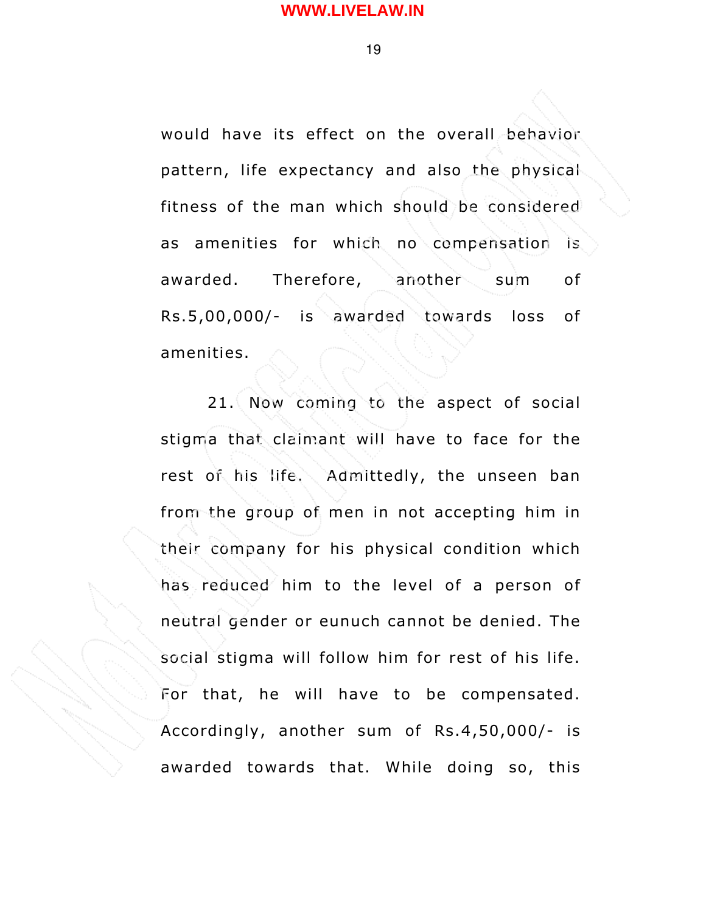would have its effect on the overall behavior pattern, life expectancy and also the physical fitness of the man which should be considered as amenities for which no compensation is awarded. Therefore, another sum of Rs.5,00,000/- is awarded towards loss of amenities.

21. Now coming to the aspect of social stigma that claimant will have to face for the rest of his life. Admittedly, the unseen ban from the group of men in not accepting him in their company for his physical condition which has reduced him to the level of a person of neutral gender or eunuch cannot be denied. The social stigma will follow him for rest of his life. For that, he will have to be compensated. Accordingly, another sum of Rs.4,50,000/- is awarded towards that. While doing so, this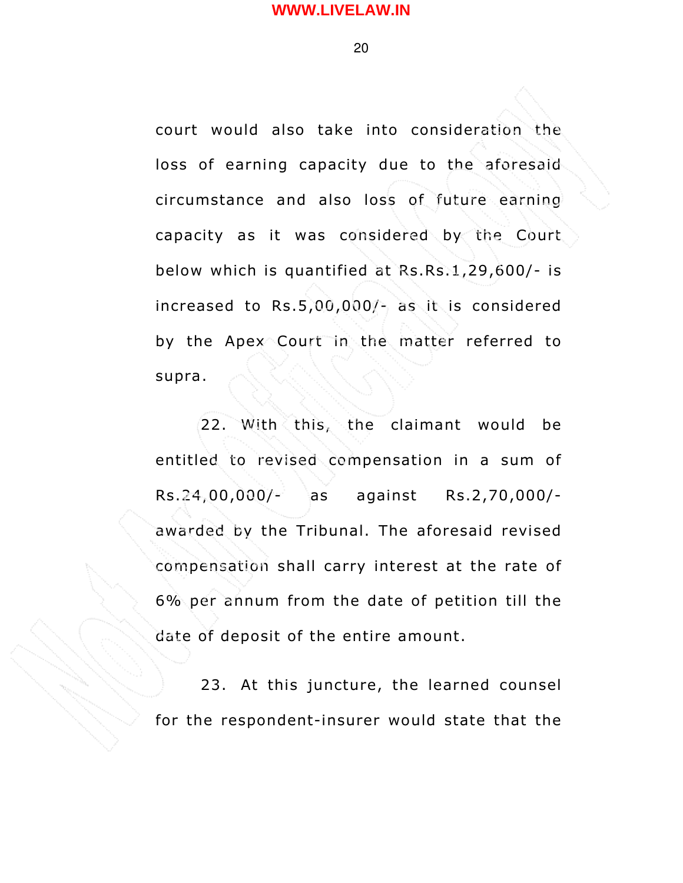court would also take into consideration the loss of earning capacity due to the aforesaid circumstance and also loss of future earning capacity as it was considered by the Court below which is quantified at Rs.Rs.1,29,600/- is increased to Rs.5,00,000/- as it is considered by the Apex Court in the matter referred to supra.

22. With this, the claimant would be entitled to revised compensation in a sum of Rs.24,00,000/- as against Rs.2,70,000/- awarded by the Tribunal. The aforesaid revised compensation shall carry interest at the rate of 6% per annum from the date of petition till the date of deposit of the entire amount.

23. At this juncture, the learned counsel for the respondent-insurer would state that the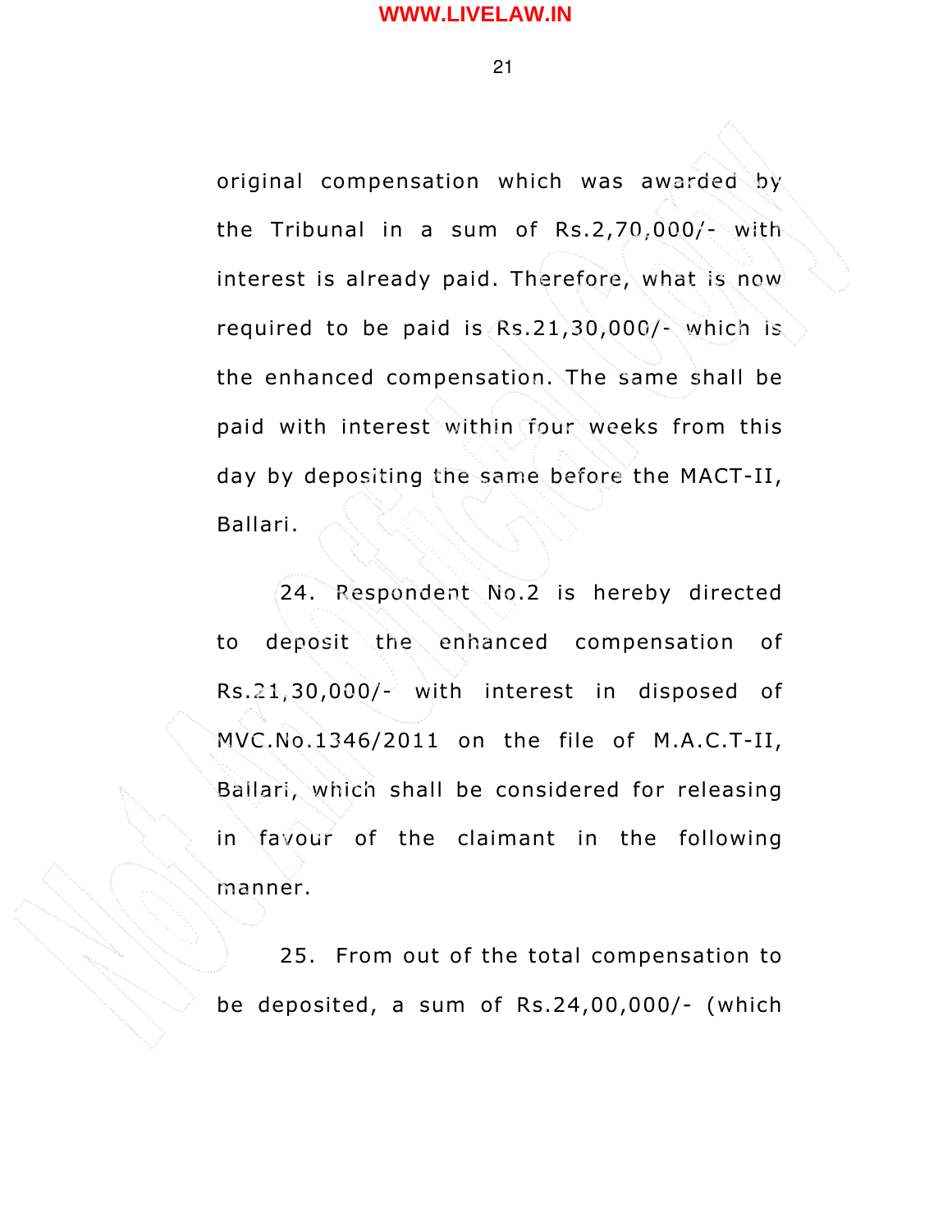original compensation which was awarded by the Tribunal in a sum of Rs.2,70,000/- with interest is already paid. Therefore, what is now required to be paid is Rs.21,30,000/- which is the enhanced compensation. The same shall be paid with interest within four weeks from this day by depositing the same before the MACT-II, Ballari.

24. Respondent No.2 is hereby directed to deposit the enhanced compensation of Rs.21,30,000/- with interest in disposed of MVC.No.1346/2011 on the file of M.A.C.T-II, Ballari, which shall be considered for releasing in favour of the claimant in the following manner.

25. From out of the total compensation to be deposited, a sum of Rs.24,00,000/- (which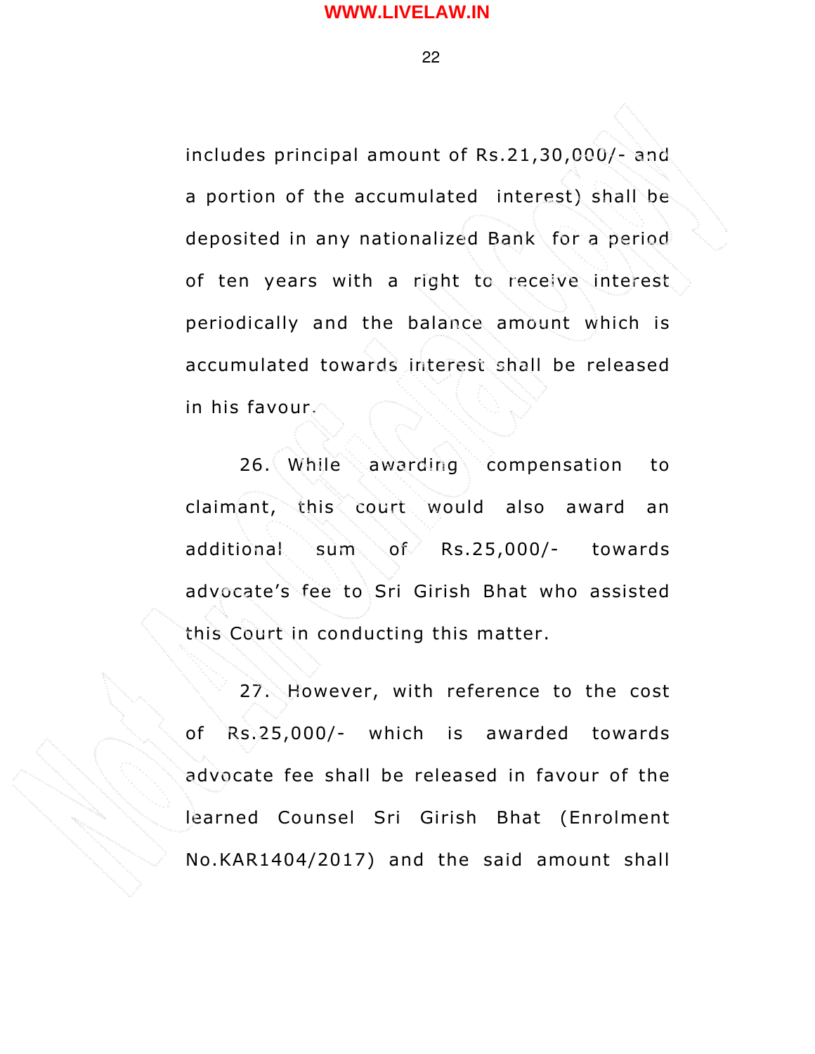includes principal amount of Rs.21,30,000/- and a portion of the accumulated interest) shall be deposited in any nationalized Bank for a period of ten years with a right to receive interest periodically and the balance amount which is accumulated towards interest shall be released in his favour.

26. While awarding compensation to claimant, this court would also award an additional sum of Rs.25,000/- towards advocate's fee to Sri Girish Bhat who assisted this Court in conducting this matter.

27. However, with reference to the cost of Rs.25,000/- which is awarded towards advocate fee shall be released in favour of the learned Counsel Sri Girish Bhat (Enrolment No.KAR1404/2017) and the said amount shall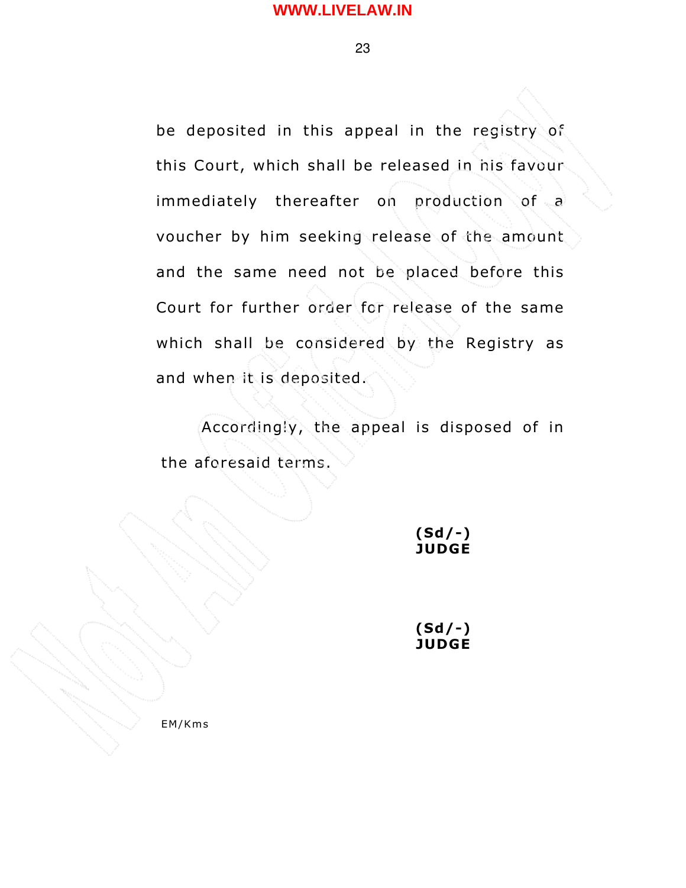be deposited in this appeal in the registry of this Court, which shall be released in his favour immediately thereafter on production of a voucher by him seeking release of the amount and the same need not be placed before this Court for further order for release of the same which shall be considered by the Registry as and when it is deposited.

Accordingly, the appeal is disposed of in the aforesaid terms.

**(Sd/-)**
**JUDGE**

**(Sd/-)**
**JUDGE**

EM/Kms